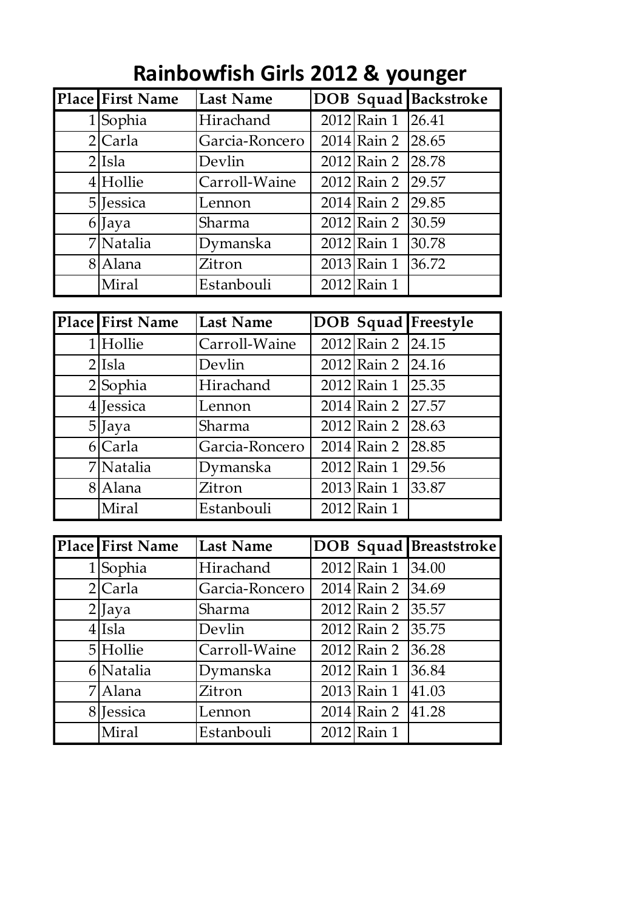# Rainbowfish Girls 2012 & younger

| Place | First Name | Last Name | DOB | Squad | Backstroke |
|---|---|---|---|---|---|
| 1 | Sophia | Hirachand | 2012 | Rain 1 | 26.41 |
| 2 | Carla | Garcia-Roncero | 2014 | Rain 2 | 28.65 |
| 2 | Isla | Devlin | 2012 | Rain 2 | 28.78 |
| 4 | Hollie | Carroll-Waine | 2012 | Rain 2 | 29.57 |
| 5 | Jessica | Lennon | 2014 | Rain 2 | 29.85 |
| 6 | Jaya | Sharma | 2012 | Rain 2 | 30.59 |
| 7 | Natalia | Dymanska | 2012 | Rain 1 | 30.78 |
| 8 | Alana | Zitron | 2013 | Rain 1 | 36.72 |
| | Miral | Estanbouli | 2012 | Rain 1 | |

| Place | First Name | Last Name | DOB | Squad | Freestyle |
|---|---|---|---|---|---|
| 1 | Hollie | Carroll-Waine | 2012 | Rain 2 | 24.15 |
| 2 | Isla | Devlin | 2012 | Rain 2 | 24.16 |
| 2 | Sophia | Hirachand | 2012 | Rain 1 | 25.35 |
| 4 | Jessica | Lennon | 2014 | Rain 2 | 27.57 |
| 5 | Jaya | Sharma | 2012 | Rain 2 | 28.63 |
| 6 | Carla | Garcia-Roncero | 2014 | Rain 2 | 28.85 |
| 7 | Natalia | Dymanska | 2012 | Rain 1 | 29.56 |
| 8 | Alana | Zitron | 2013 | Rain 1 | 33.87 |
| | Miral | Estanbouli | 2012 | Rain 1 | |

| Place | First Name | Last Name | DOB | Squad | Breaststroke |
|---|---|---|---|---|---|
| 1 | Sophia | Hirachand | 2012 | Rain 1 | 34.00 |
| 2 | Carla | Garcia-Roncero | 2014 | Rain 2 | 34.69 |
| 2 | Jaya | Sharma | 2012 | Rain 2 | 35.57 |
| 4 | Isla | Devlin | 2012 | Rain 2 | 35.75 |
| 5 | Hollie | Carroll-Waine | 2012 | Rain 2 | 36.28 |
| 6 | Natalia | Dymanska | 2012 | Rain 1 | 36.84 |
| 7 | Alana | Zitron | 2013 | Rain 1 | 41.03 |
| 8 | Jessica | Lennon | 2014 | Rain 2 | 41.28 |
| | Miral | Estanbouli | 2012 | Rain 1 | |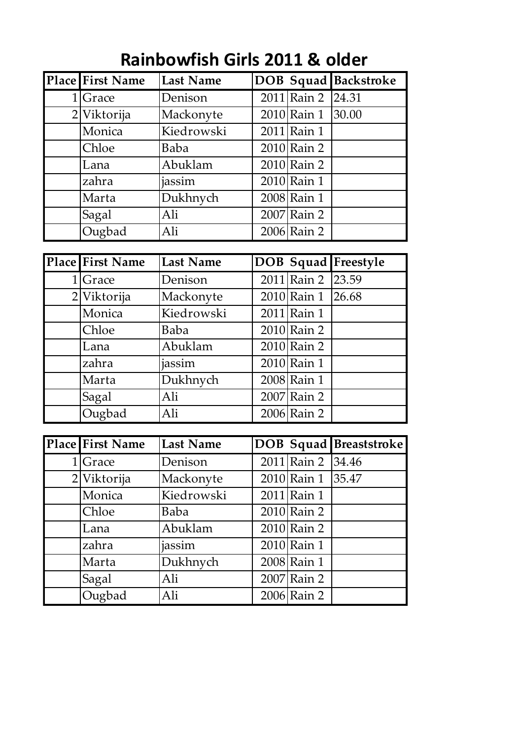# Rainbowfish Girls 2011 & older

| Place | First Name | Last Name | DOB | Squad | Backstroke |
|---|---|---|---|---|---|
| 1 | Grace | Denison | 2011 | Rain 2 | 24.31 |
| 2 | Viktorija | Mackonyte | 2010 | Rain 1 | 30.00 |
| | Monica | Kiedrowski | 2011 | Rain 1 | |
| | Chloe | Baba | 2010 | Rain 2 | |
| | Lana | Abuklam | 2010 | Rain 2 | |
| | zahra | jassim | 2010 | Rain 1 | |
| | Marta | Dukhnych | 2008 | Rain 1 | |
| | Sagal | Ali | 2007 | Rain 2 | |
| | Ougbad | Ali | 2006 | Rain 2 | |

| Place | First Name | Last Name | DOB | Squad | Freestyle |
|---|---|---|---|---|---|
| 1 | Grace | Denison | 2011 | Rain 2 | 23.59 |
| 2 | Viktorija | Mackonyte | 2010 | Rain 1 | 26.68 |
| | Monica | Kiedrowski | 2011 | Rain 1 | |
| | Chloe | Baba | 2010 | Rain 2 | |
| | Lana | Abuklam | 2010 | Rain 2 | |
| | zahra | jassim | 2010 | Rain 1 | |
| | Marta | Dukhnych | 2008 | Rain 1 | |
| | Sagal | Ali | 2007 | Rain 2 | |
| | Ougbad | Ali | 2006 | Rain 2 | |

| Place | First Name | Last Name | DOB | Squad | Breaststroke |
|---|---|---|---|---|---|
| 1 | Grace | Denison | 2011 | Rain 2 | 34.46 |
| 2 | Viktorija | Mackonyte | 2010 | Rain 1 | 35.47 |
| | Monica | Kiedrowski | 2011 | Rain 1 | |
| | Chloe | Baba | 2010 | Rain 2 | |
| | Lana | Abuklam | 2010 | Rain 2 | |
| | zahra | jassim | 2010 | Rain 1 | |
| | Marta | Dukhnych | 2008 | Rain 1 | |
| | Sagal | Ali | 2007 | Rain 2 | |
| | Ougbad | Ali | 2006 | Rain 2 | |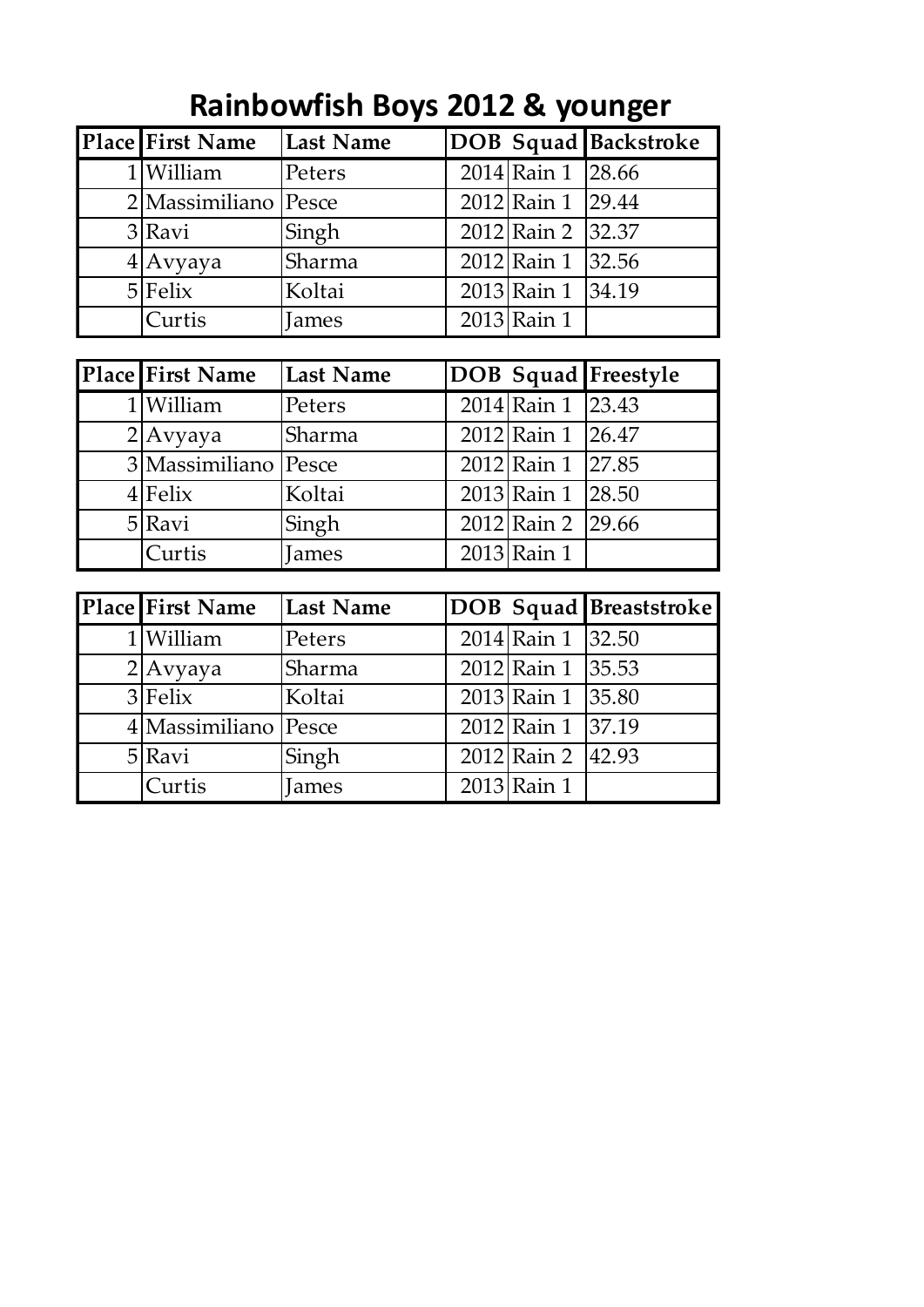# Rainbowfish Boys 2012 & younger

| Place | First Name | Last Name | DOB | Squad | Backstroke |
|---|---|---|---|---|---|
| 1 | William | Peters | 2014 | Rain 1 | 28.66 |
| 2 | Massimiliano | Pesce | 2012 | Rain 1 | 29.44 |
| 3 | Ravi | Singh | 2012 | Rain 2 | 32.37 |
| 4 | Avyaya | Sharma | 2012 | Rain 1 | 32.56 |
| 5 | Felix | Koltai | 2013 | Rain 1 | 34.19 |
| | Curtis | James | 2013 | Rain 1 | |

| Place | First Name | Last Name | DOB | Squad | Freestyle |
|---|---|---|---|---|---|
| 1 | William | Peters | 2014 | Rain 1 | 23.43 |
| 2 | Avyaya | Sharma | 2012 | Rain 1 | 26.47 |
| 3 | Massimiliano | Pesce | 2012 | Rain 1 | 27.85 |
| 4 | Felix | Koltai | 2013 | Rain 1 | 28.50 |
| 5 | Ravi | Singh | 2012 | Rain 2 | 29.66 |
| | Curtis | James | 2013 | Rain 1 | |

| Place | First Name | Last Name | DOB | Squad | Breaststroke |
|---|---|---|---|---|---|
| 1 | William | Peters | 2014 | Rain 1 | 32.50 |
| 2 | Avyaya | Sharma | 2012 | Rain 1 | 35.53 |
| 3 | Felix | Koltai | 2013 | Rain 1 | 35.80 |
| 4 | Massimiliano | Pesce | 2012 | Rain 1 | 37.19 |
| 5 | Ravi | Singh | 2012 | Rain 2 | 42.93 |
| | Curtis | James | 2013 | Rain 1 | |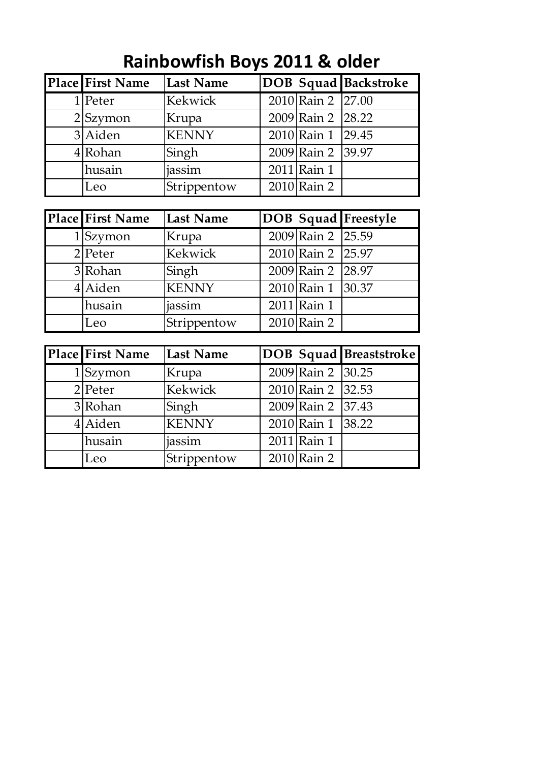# Rainbowfish Boys 2011 & older

| Place | First Name | Last Name | DOB | Squad | Backstroke |
|---|---|---|---|---|---|
| 1 | Peter | Kekwick | 2010 | Rain 2 | 27.00 |
| 2 | Szymon | Krupa | 2009 | Rain 2 | 28.22 |
| 3 | Aiden | KENNY | 2010 | Rain 1 | 29.45 |
| 4 | Rohan | Singh | 2009 | Rain 2 | 39.97 |
| | husain | jassim | 2011 | Rain 1 | |
| | Leo | Strippentow | 2010 | Rain 2 | |

| Place | First Name | Last Name | DOB | Squad | Freestyle |
|---|---|---|---|---|---|
| 1 | Szymon | Krupa | 2009 | Rain 2 | 25.59 |
| 2 | Peter | Kekwick | 2010 | Rain 2 | 25.97 |
| 3 | Rohan | Singh | 2009 | Rain 2 | 28.97 |
| 4 | Aiden | KENNY | 2010 | Rain 1 | 30.37 |
| | husain | jassim | 2011 | Rain 1 | |
| | Leo | Strippentow | 2010 | Rain 2 | |

| Place | First Name | Last Name | DOB | Squad | Breaststroke |
|---|---|---|---|---|---|
| 1 | Szymon | Krupa | 2009 | Rain 2 | 30.25 |
| 2 | Peter | Kekwick | 2010 | Rain 2 | 32.53 |
| 3 | Rohan | Singh | 2009 | Rain 2 | 37.43 |
| 4 | Aiden | KENNY | 2010 | Rain 1 | 38.22 |
| | husain | jassim | 2011 | Rain 1 | |
| | Leo | Strippentow | 2010 | Rain 2 | |